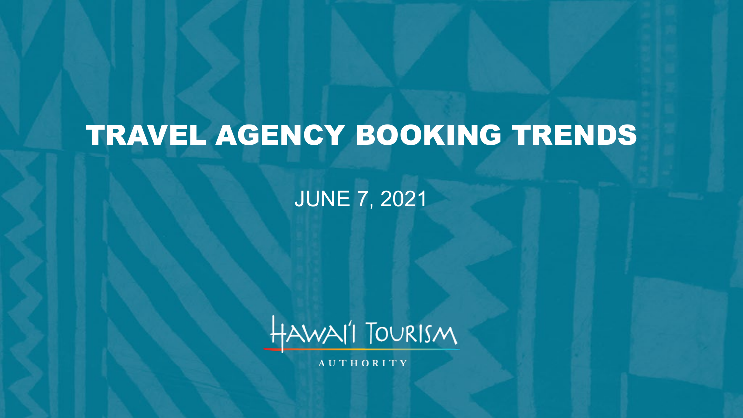# TRAVEL AGENCY BOOKING TRENDS

JUNE 7, 2021

HAWAI'I TOURISM AUTHORITY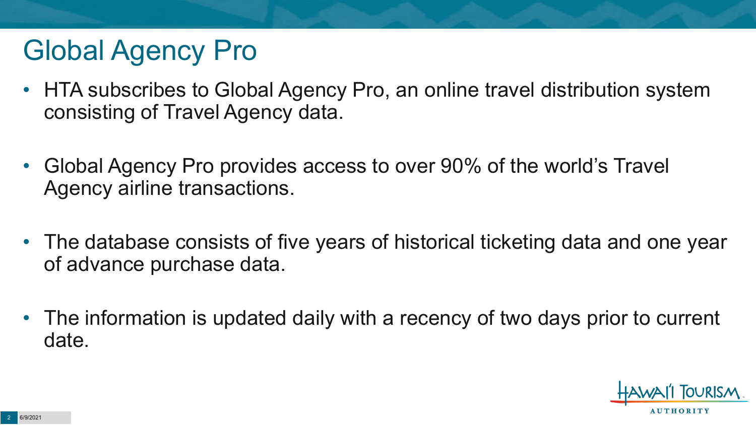# Global Agency Pro

- HTA subscribes to Global Agency Pro, an online travel distribution system consisting of Travel Agency data.
- Global Agency Pro provides access to over 90% of the world's Travel Agency airline transactions.
- The database consists of five years of historical ticketing data and one year of advance purchase data.
- The information is updated daily with a recency of two days prior to current date.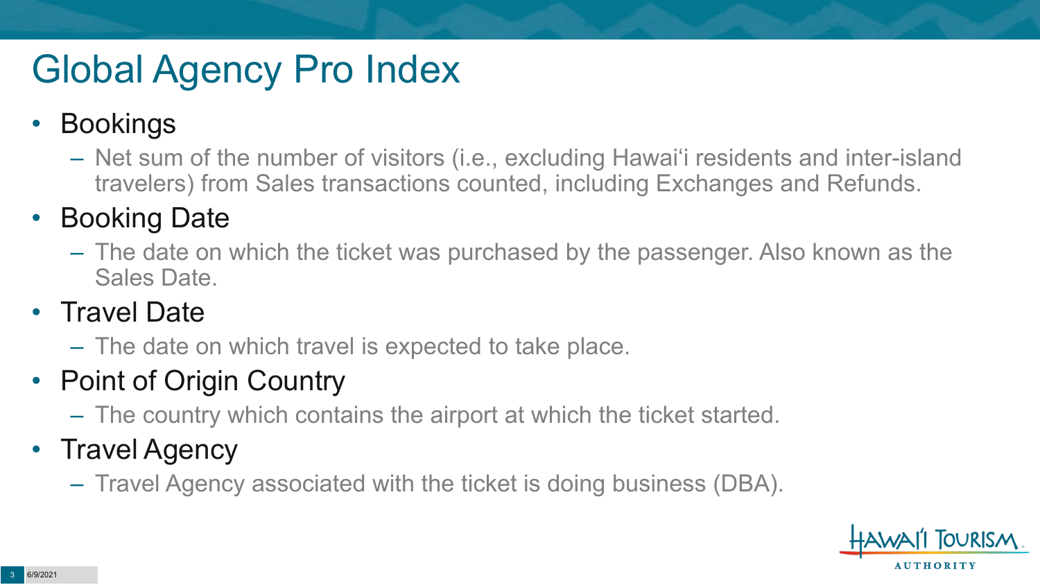# Global Agency Pro Index

- Bookings
  - Net sum of the number of visitors (i.e., excluding Hawai‘i residents and inter-island travelers) from Sales transactions counted, including Exchanges and Refunds.
- Booking Date
  - The date on which the ticket was purchased by the passenger. Also known as the Sales Date.
- Travel Date
  - The date on which travel is expected to take place.
- Point of Origin Country
  - The country which contains the airport at which the ticket started.
- Travel Agency
  - Travel Agency associated with the ticket is doing business (DBA).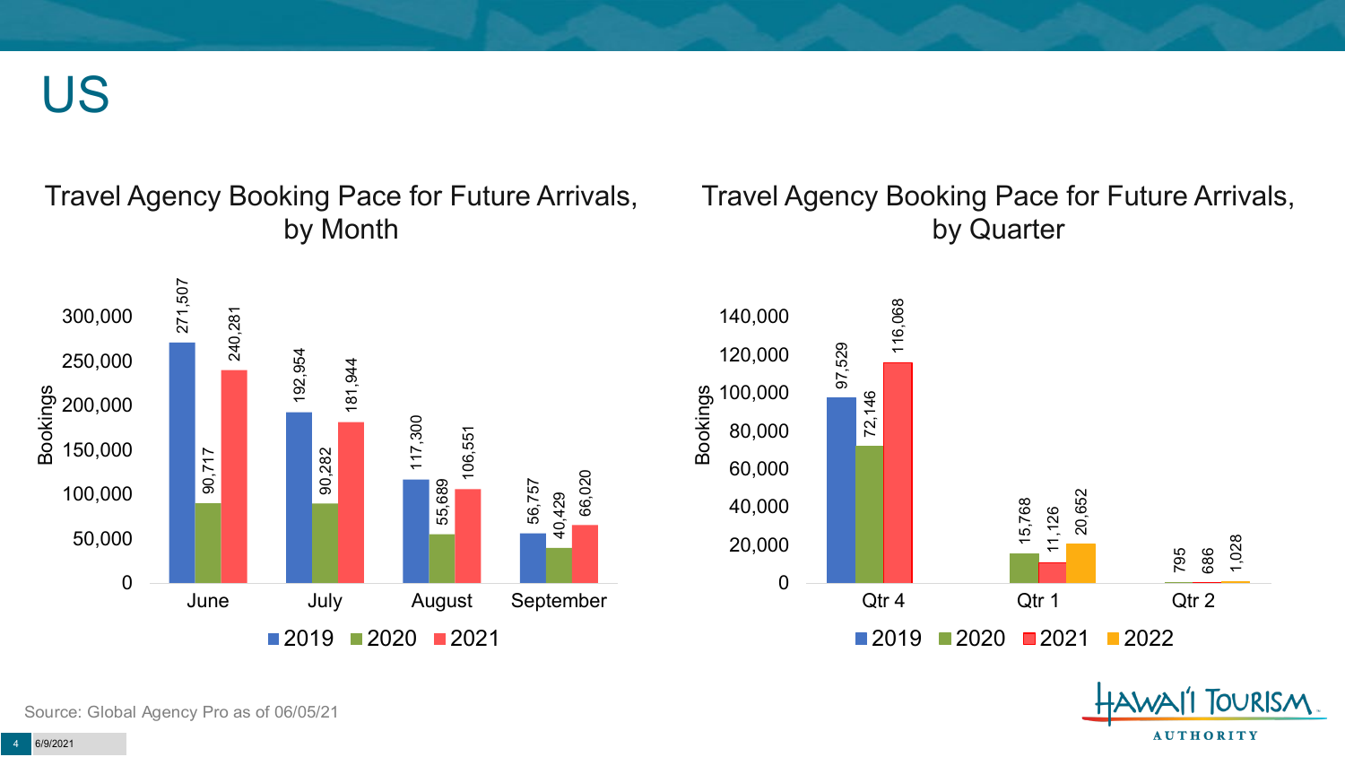# US

## Travel Agency Booking Pace for Future Arrivals, by Month

| Month | 2019 | 2020 | 2021 |
|---|---|---|---|
| June | 271,507 | 90,717 | 240,281 |
| July | 192,954 | 90,282 | 181,944 |
| August | 117,300 | 55,689 | 106,551 |
| September | 56,757 | 40,429 | 66,020 |

## Travel Agency Booking Pace for Future Arrivals, by Quarter

| Quarter | 2019 | 2020 | 2021 | 2022 |
|---|---|---|---|---|
| Qtr 4 | 97,529 | 72,146 | 116,068 | |
| Qtr 1 | | 15,768 | 11,126 | 20,652 |
| Qtr 2 | | 795 | 686 | 1,028 |

Source: Global Agency Pro as of 06/05/21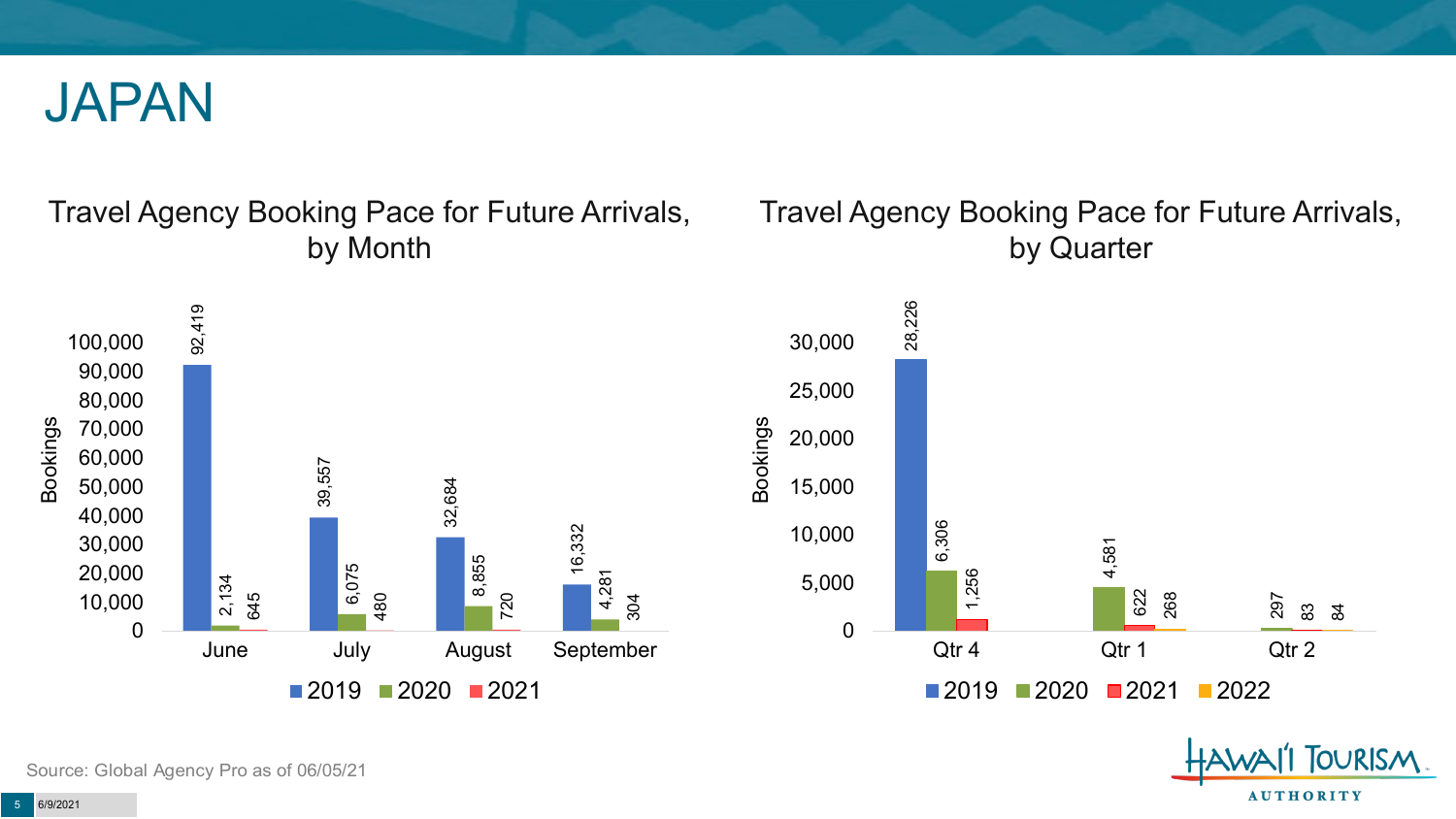# JAPAN

## Travel Agency Booking Pace for Future Arrivals, by Month

| Month | 2019 | 2020 | 2021 |
|---|---|---|---|
| June | 92,419 | 2,134 | 645 |
| July | 39,557 | 6,075 | 480 |
| August | 32,684 | 8,855 | 720 |
| September | 16,332 | 4,281 | 304 |

## Travel Agency Booking Pace for Future Arrivals, by Quarter

| Quarter | 2019 | 2020 | 2021 | 2022 |
|---|---|---|---|---|
| Qtr 4 | 28,226 | 6,306 | 1,256 | |
| Qtr 1 | | 4,581 | 622 | 268 |
| Qtr 2 | | 297 | 83 | 84 |

Source: Global Agency Pro as of 06/05/21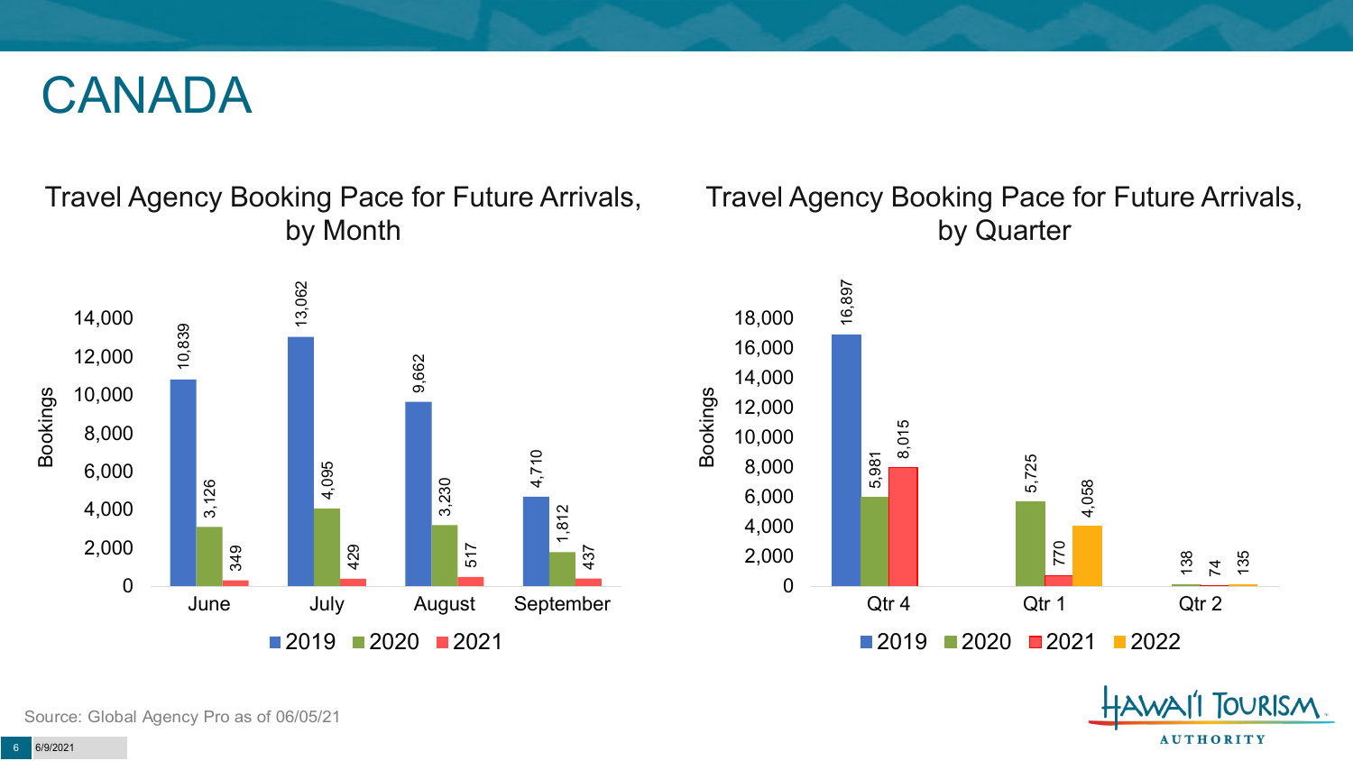# CANADA

## Travel Agency Booking Pace for Future Arrivals, by Month

| Month | 2019 | 2020 | 2021 |
| --- | --- | --- | --- |
| June | 10,839 | 3,126 | 349 |
| July | 13,062 | 4,095 | 429 |
| August | 9,662 | 3,230 | 517 |
| September | 4,710 | 1,812 | 437 |

## Travel Agency Booking Pace for Future Arrivals, by Quarter

| Quarter | 2019 | 2020 | 2021 | 2022 |
| --- | --- | --- | --- | --- |
| Qtr 4 | 16,897 | 5,981 | 8,015 | |
| Qtr 1 | | 5,725 | 770 | 4,058 |
| Qtr 2 | | 138 | 74 | 135 |

Source: Global Agency Pro as of 06/05/21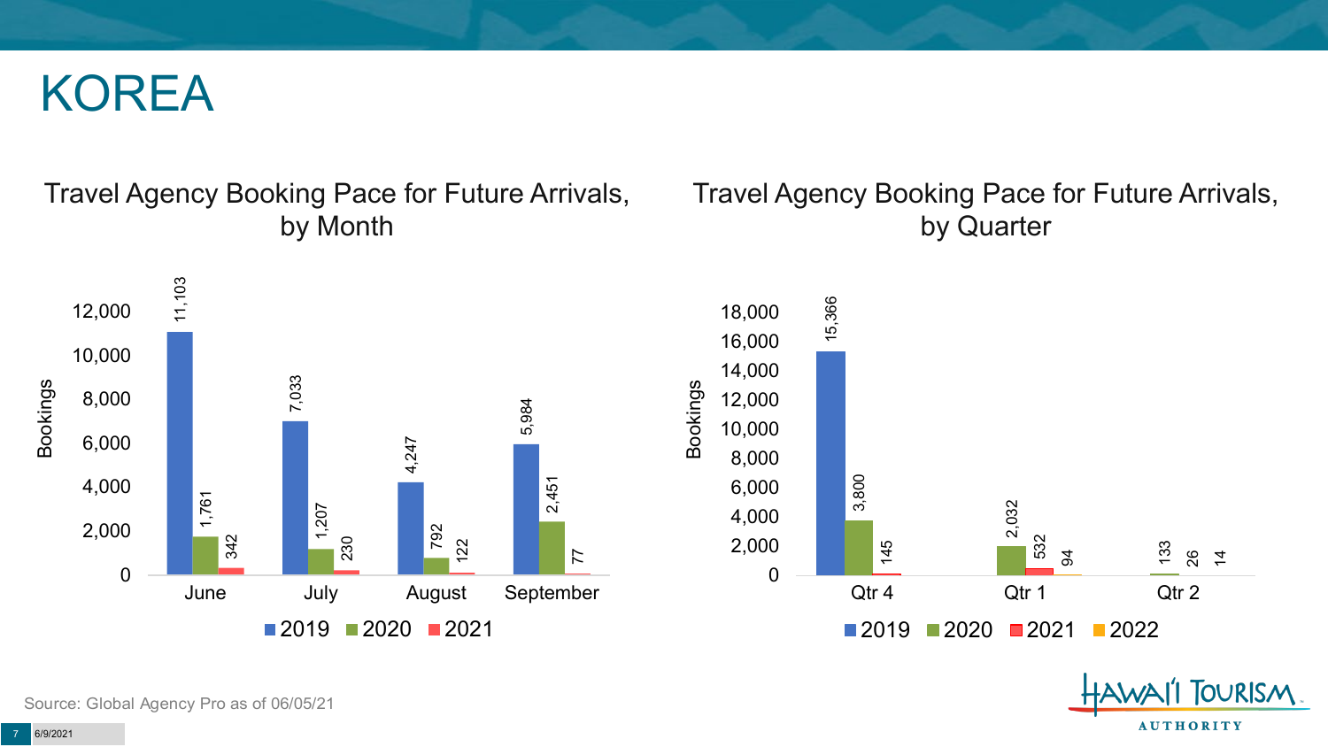# KOREA

## Travel Agency Booking Pace for Future Arrivals, by Month

| Month | 2019 | 2020 | 2021 |
| --- | --- | --- | --- |
| June | 11,103 | 1,761 | 342 |
| July | 7,033 | 1,207 | 230 |
| August | 4,247 | 792 | 122 |
| September | 5,984 | 2,451 | 77 |

## Travel Agency Booking Pace for Future Arrivals, by Quarter

| Quarter | 2019 | 2020 | 2021 | 2022 |
| --- | --- | --- | --- | --- |
| Qtr 4 | 15,366 | 3,800 | 145 | |
| Qtr 1 | | 2,032 | 532 | 94 |
| Qtr 2 | | 133 | 26 | 14 |

Source: Global Agency Pro as of 06/05/21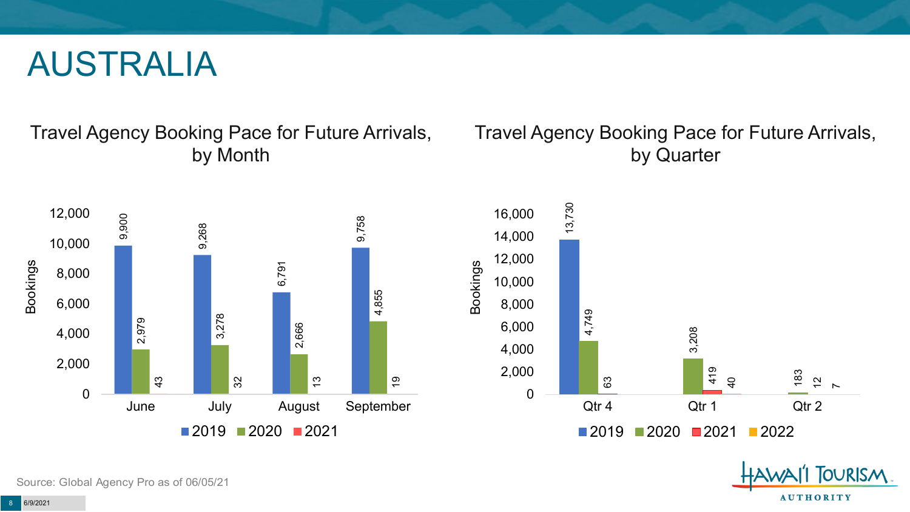# AUSTRALIA

## Travel Agency Booking Pace for Future Arrivals, by Month

| Month | 2019 | 2020 | 2021 |
|---|---|---|---|
| June | 9,900 | 2,979 | 43 |
| July | 9,268 | 3,278 | 32 |
| August | 6,791 | 2,666 | 13 |
| September | 9,758 | 4,855 | 19 |

## Travel Agency Booking Pace for Future Arrivals, by Quarter

| Quarter | 2019 | 2020 | 2021 | 2022 |
|---|---|---|---|---|
| Qtr 4 | 13,730 | 4,749 | 63 | |
| Qtr 1 | | 3,208 | 419 | 40 |
| Qtr 2 | | 183 | 12 | 7 |

Source: Global Agency Pro as of 06/05/21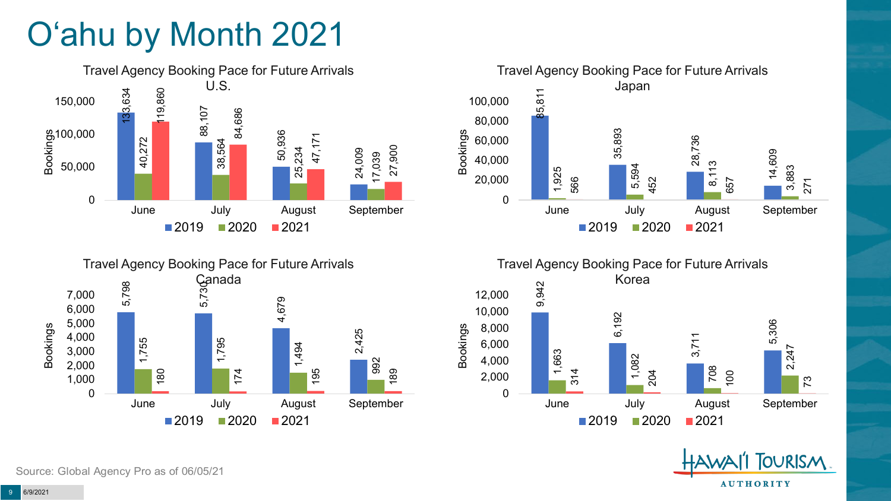# Oʻahu by Month 2021

## Travel Agency Booking Pace for Future Arrivals U.S.

| Month | 2019 | 2020 | 2021 |
|---|---|---|---|
| June | 133,634 | 40,272 | 119,860 |
| July | 88,107 | 38,564 | 84,686 |
| August | 50,936 | 25,234 | 47,171 |
| September | 24,009 | 17,039 | 27,900 |

## Travel Agency Booking Pace for Future Arrivals Japan

| Month | 2019 | 2020 | 2021 |
|---|---|---|---|
| June | 85,811 | 1,925 | 566 |
| July | 35,893 | 5,594 | 452 |
| August | 28,736 | 8,113 | 657 |
| September | 14,609 | 3,883 | 271 |

## Travel Agency Booking Pace for Future Arrivals Canada

| Month | 2019 | 2020 | 2021 |
|---|---|---|---|
| June | 5,798 | 1,755 | 180 |
| July | 5,730 | 1,795 | 174 |
| August | 4,679 | 1,494 | 195 |
| September | 2,425 | 992 | 189 |

## Travel Agency Booking Pace for Future Arrivals Korea

| Month | 2019 | 2020 | 2021 |
|---|---|---|---|
| June | 9,942 | 1,663 | 314 |
| July | 6,192 | 1,082 | 204 |
| August | 3,711 | 708 | 100 |
| September | 5,306 | 2,247 | 73 |

Source: Global Agency Pro as of 06/05/21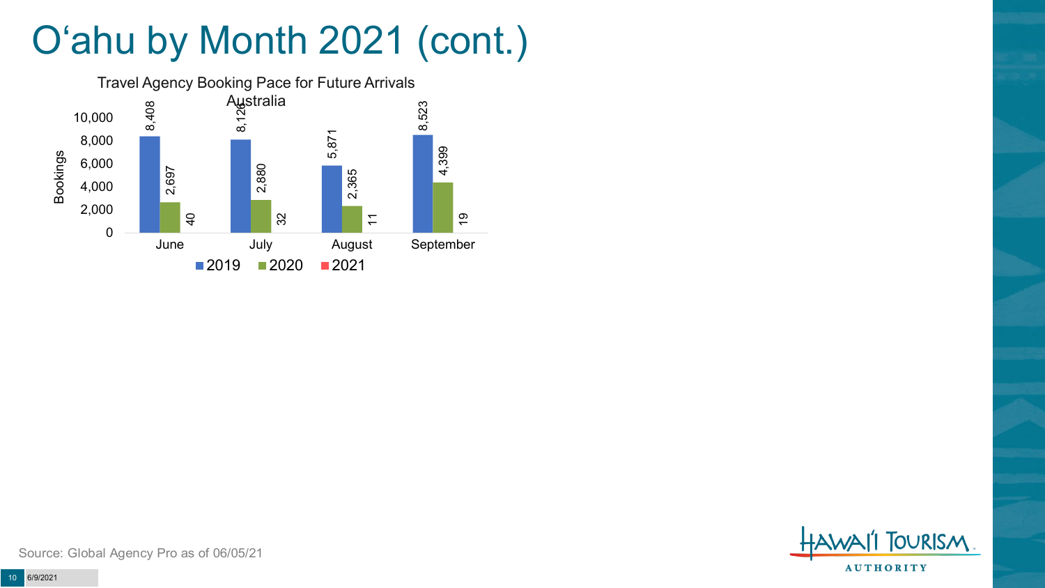# O'ahu by Month 2021 (cont.)

Travel Agency Booking Pace for Future Arrivals Australia

| Month | 2019 | 2020 | 2021 |
| --- | --- | --- | --- |
| June | 8,408 | 2,697 | 40 |
| July | 8,126 | 2,880 | 32 |
| August | 5,871 | 2,365 | 11 |
| September | 8,523 | 4,399 | 19 |

Source: Global Agency Pro as of 06/05/21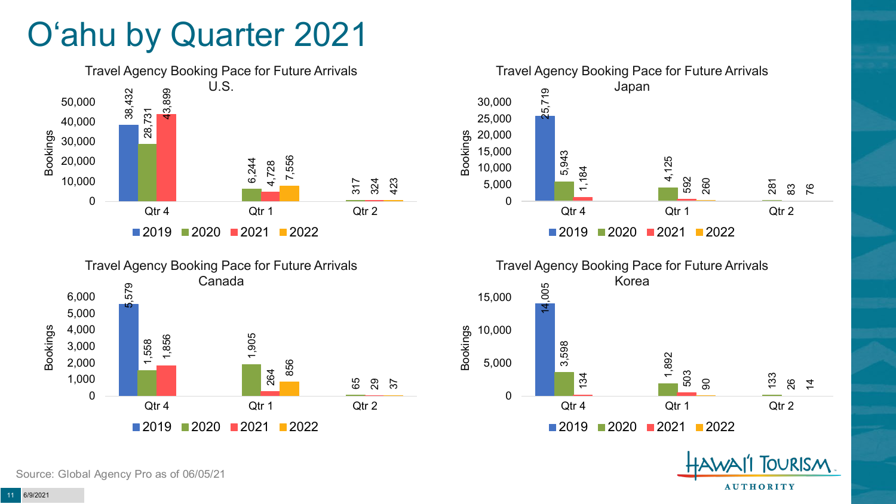# O'ahu by Quarter 2021

### Travel Agency Booking Pace for Future Arrivals U.S.

| Bookings | 2019 | 2020 | 2021 | 2022 |
|---|---|---|---|---|
| Qtr 4 | 38,432 | 28,731 | 43,899 | |
| Qtr 1 | | 6,244 | 4,728 | 7,556 |
| Qtr 2 | | 317 | 324 | 423 |

### Travel Agency Booking Pace for Future Arrivals Japan

| Bookings | 2019 | 2020 | 2021 | 2022 |
|---|---|---|---|---|
| Qtr 4 | 25,719 | 5,943 | 1,184 | |
| Qtr 1 | | 4,125 | 592 | 260 |
| Qtr 2 | | 281 | 83 | 76 |

### Travel Agency Booking Pace for Future Arrivals Canada

| Bookings | 2019 | 2020 | 2021 | 2022 |
|---|---|---|---|---|
| Qtr 4 | 5,579 | 1,558 | 1,856 | |
| Qtr 1 | | 1,905 | 264 | 856 |
| Qtr 2 | | 65 | 29 | 37 |

### Travel Agency Booking Pace for Future Arrivals Korea

| Bookings | 2019 | 2020 | 2021 | 2022 |
|---|---|---|---|---|
| Qtr 4 | 14,005 | 3,598 | 134 | |
| Qtr 1 | | 1,892 | 503 | 90 |
| Qtr 2 | | 133 | 26 | 14 |

Source: Global Agency Pro as of 06/05/21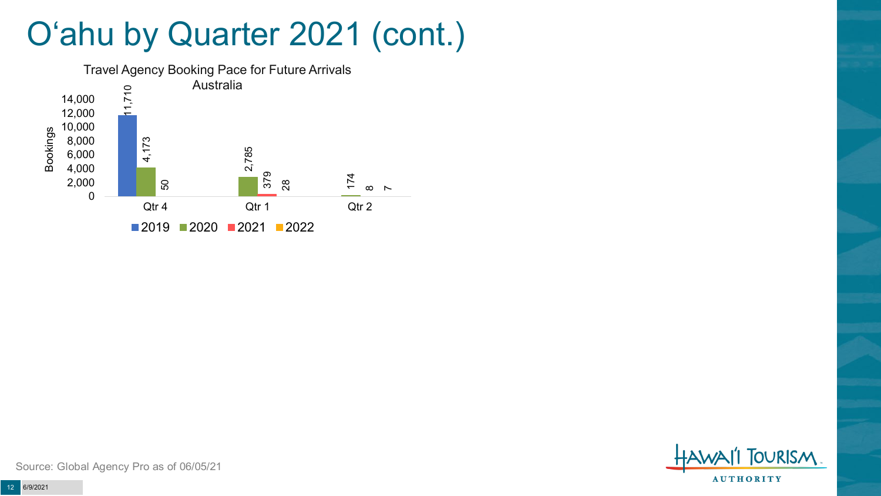# O‘ahu by Quarter 2021 (cont.)

**Travel Agency Booking Pace for Future Arrivals Australia**

| Bookings | 2019 | 2020 | 2021 | 2022 |
|---|---|---|---|---|
| Qtr 4 | 11,710 | 4,173 | 50 | |
| Qtr 1 | | 2,785 | 379 | 28 |
| Qtr 2 | | 174 | 8 | 7 |

Source: Global Agency Pro as of 06/05/21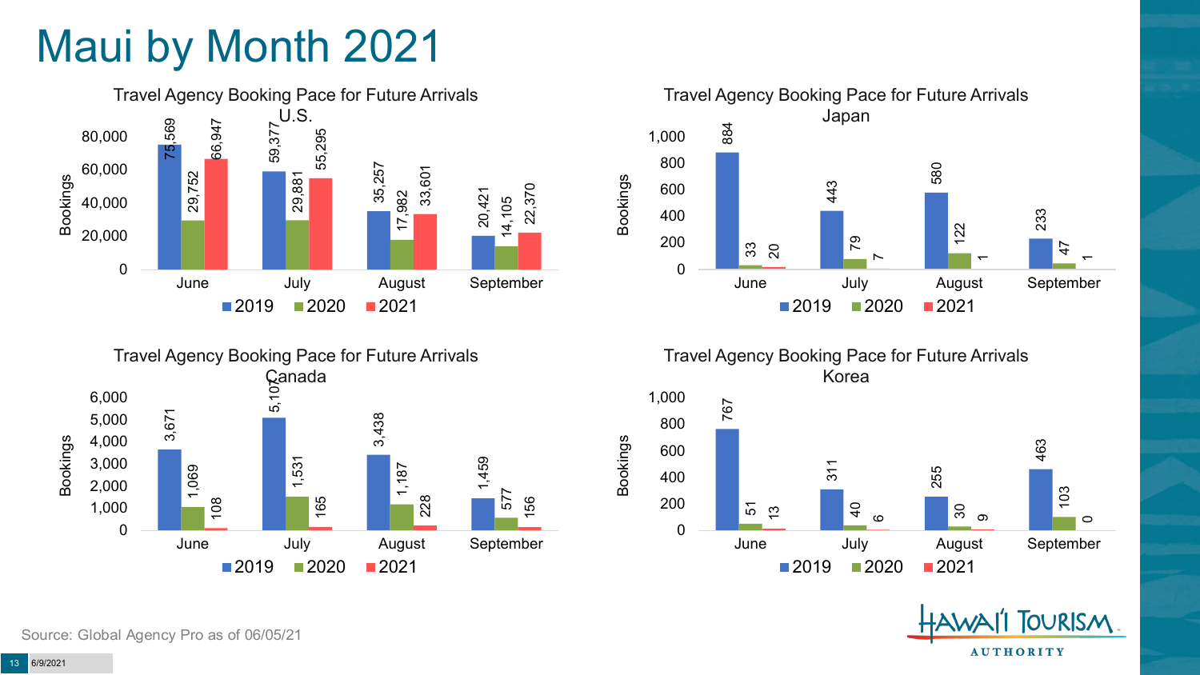# Maui by Month 2021

**Travel Agency Booking Pace for Future Arrivals U.S.**

| Bookings | June | July | August | September |
|---|---|---|---|---|
| 2019 | 75,569 | 59,377 | 35,257 | 20,421 |
| 2020 | 29,752 | 29,881 | 17,982 | 14,105 |
| 2021 | 66,947 | 55,295 | 33,601 | 22,370 |

**Travel Agency Booking Pace for Future Arrivals Japan**

| Bookings | June | July | August | September |
|---|---|---|---|---|
| 2019 | 884 | 443 | 580 | 233 |
| 2020 | 33 | 79 | 122 | 47 |
| 2021 | 20 | 7 | 1 | 1 |

**Travel Agency Booking Pace for Future Arrivals Canada**

| Bookings | June | July | August | September |
|---|---|---|---|---|
| 2019 | 3,671 | 5,107 | 3,438 | 1,459 |
| 2020 | 1,069 | 1,531 | 1,187 | 577 |
| 2021 | 108 | 165 | 228 | 156 |

**Travel Agency Booking Pace for Future Arrivals Korea**

| Bookings | June | July | August | September |
|---|---|---|---|---|
| 2019 | 767 | 311 | 255 | 463 |
| 2020 | 51 | 40 | 30 | 103 |
| 2021 | 13 | 6 | 9 | 0 |

Source: Global Agency Pro as of 06/05/21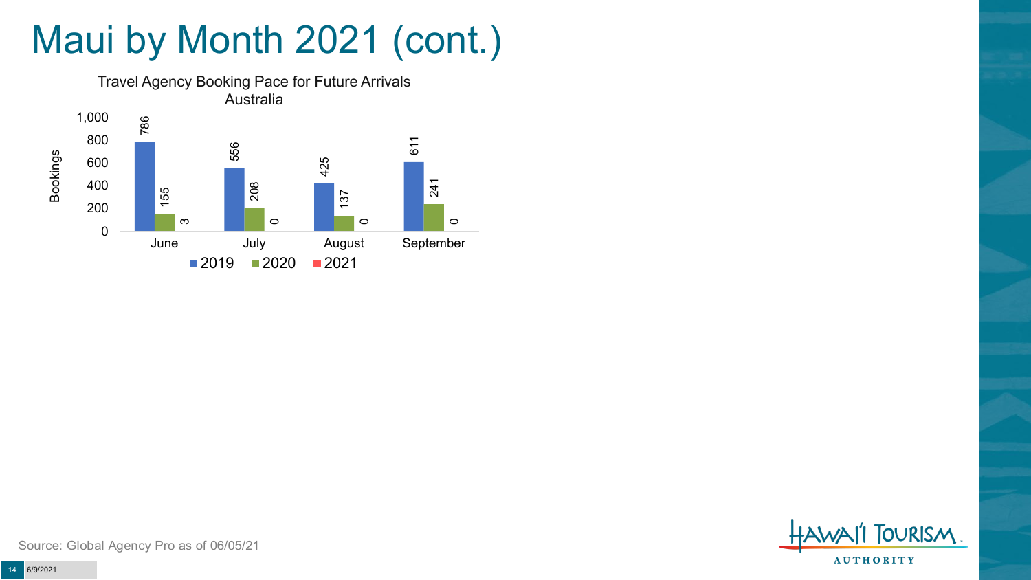# Maui by Month 2021 (cont.)

Travel Agency Booking Pace for Future Arrivals
Australia

| Month | 2019 | 2020 | 2021 |
| --- | --- | --- | --- |
| June | 786 | 155 | 3 |
| July | 556 | 208 | 0 |
| August | 425 | 137 | 0 |
| September | 611 | 241 | 0 |

Source: Global Agency Pro as of 06/05/21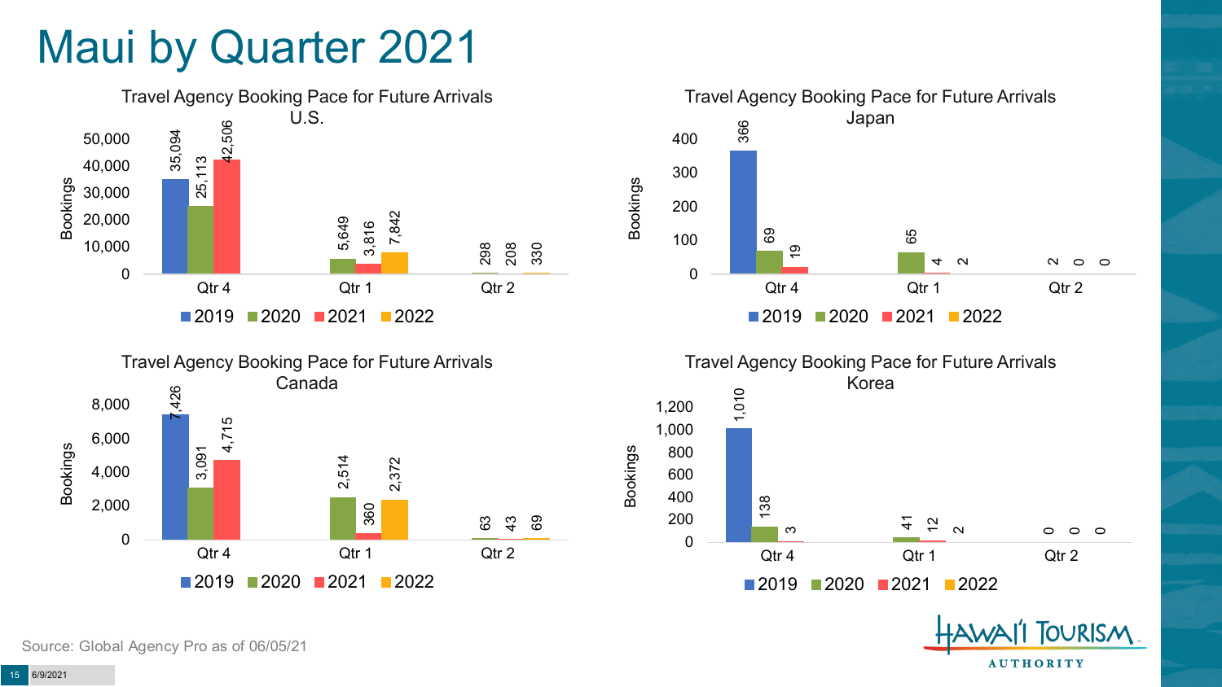# Maui by Quarter 2021

### Travel Agency Booking Pace for Future Arrivals U.S.

| Bookings | 2019 | 2020 | 2021 | 2022 |
|---|---|---|---|---|
| Qtr 4 | 35,094 | 25,113 | 42,506 | |
| Qtr 1 | | 5,649 | 3,816 | 7,842 |
| Qtr 2 | | 298 | 208 | 330 |

### Travel Agency Booking Pace for Future Arrivals Japan

| Bookings | 2019 | 2020 | 2021 | 2022 |
|---|---|---|---|---|
| Qtr 4 | 366 | 69 | 19 | |
| Qtr 1 | | 65 | 4 | 2 |
| Qtr 2 | | 2 | 0 | 0 |

### Travel Agency Booking Pace for Future Arrivals Canada

| Bookings | 2019 | 2020 | 2021 | 2022 |
|---|---|---|---|---|
| Qtr 4 | 7,426 | 3,091 | 4,715 | |
| Qtr 1 | | 2,514 | 360 | 2,372 |
| Qtr 2 | | 63 | 43 | 69 |

### Travel Agency Booking Pace for Future Arrivals Korea

| Bookings | 2019 | 2020 | 2021 | 2022 |
|---|---|---|---|---|
| Qtr 4 | 1,010 | 138 | 3 | |
| Qtr 1 | | 41 | 12 | 2 |
| Qtr 2 | | 0 | 0 | 0 |

Source: Global Agency Pro as of 06/05/21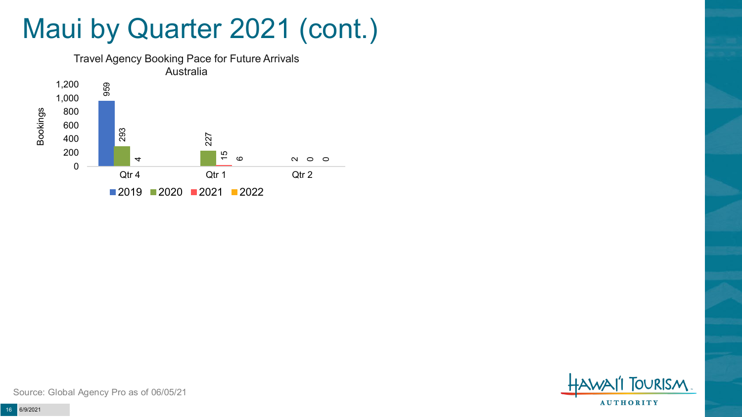# Maui by Quarter 2021 (cont.)

Travel Agency Booking Pace for Future Arrivals
Australia

| Bookings | 2019 | 2020 | 2021 | 2022 |
|---|---|---|---|---|
| Qtr 4 | 959 | 293 | 4 | |
| Qtr 1 | | 227 | 15 | 6 |
| Qtr 2 | | | 2 | 0 | 0 |

Source: Global Agency Pro as of 06/05/21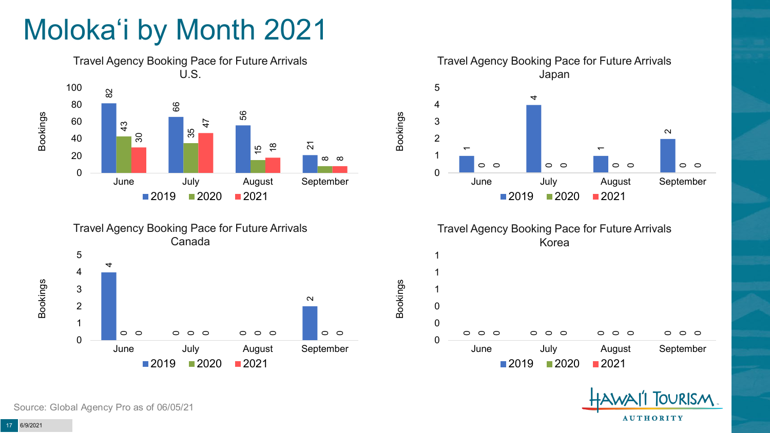# Moloka'i by Month 2021

### Travel Agency Booking Pace for Future Arrivals U.S.

| Month | 2019 | 2020 | 2021 |
|---|---|---|---|
| June | 82 | 43 | 30 |
| July | 66 | 35 | 47 |
| August | 56 | 15 | 18 |
| September | 21 | 8 | 8 |

### Travel Agency Booking Pace for Future Arrivals Japan

| Month | 2019 | 2020 | 2021 |
|---|---|---|---|
| June | 1 | 0 | 0 |
| July | 4 | 0 | 0 |
| August | 1 | 0 | 0 |
| September | 2 | 0 | 0 |

### Travel Agency Booking Pace for Future Arrivals Canada

| Month | 2019 | 2020 | 2021 |
|---|---|---|---|
| June | 4 | 0 | 0 |
| July | 0 | 0 | 0 |
| August | 0 | 0 | 0 |
| September | 2 | 0 | 0 |

### Travel Agency Booking Pace for Future Arrivals Korea

| Month | 2019 | 2020 | 2021 |
|---|---|---|---|
| June | 0 | 0 | 0 |
| July | 0 | 0 | 0 |
| August | 0 | 0 | 0 |
| September | 0 | 0 | 0 |

Source: Global Agency Pro as of 06/05/21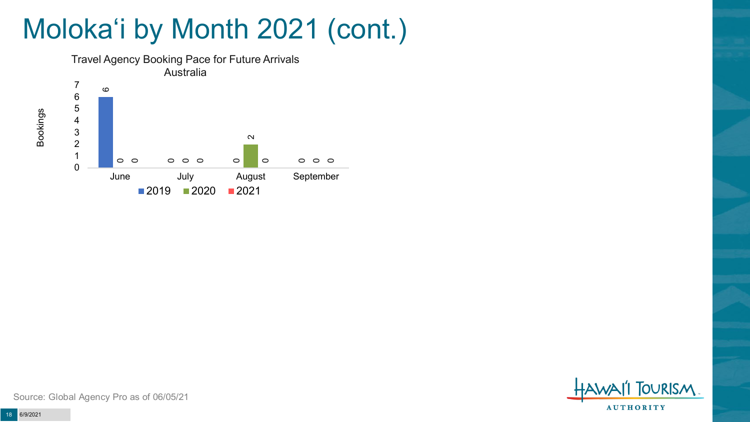# Molokaʻi by Month 2021 (cont.)

Travel Agency Booking Pace for Future Arrivals
Australia

| Month | 2019 | 2020 | 2021 |
|---|---|---|---|
| June | 6 | 0 | 0 |
| July | 0 | 0 | 0 |
| August | 0 | 2 | 0 |
| September | 0 | 0 | 0 |

Source: Global Agency Pro as of 06/05/21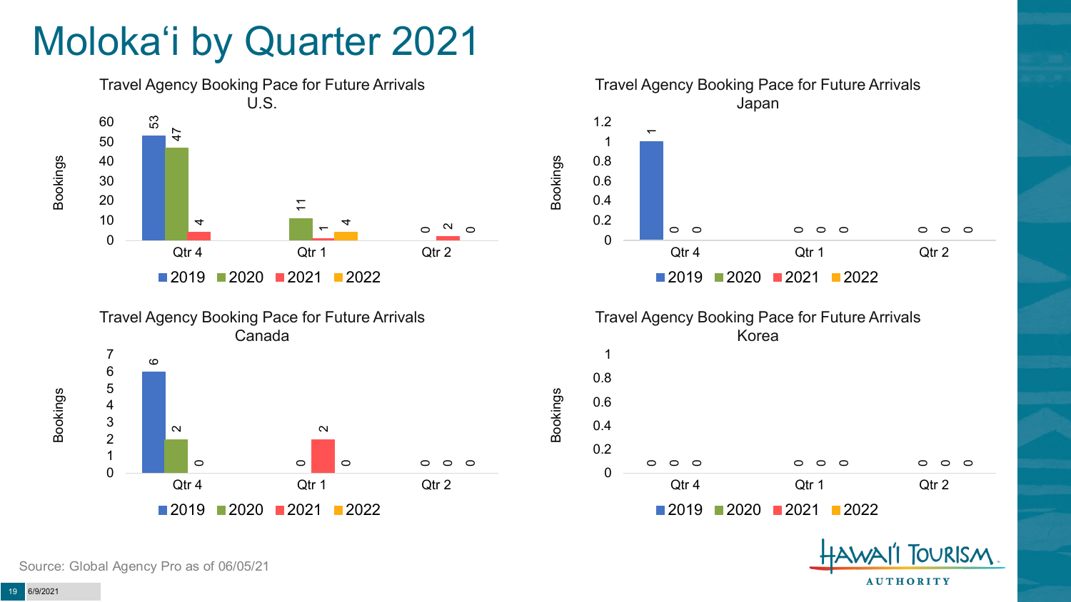# Moloka'i by Quarter 2021

### Travel Agency Booking Pace for Future Arrivals U.S.

| Bookings | 2019 | 2020 | 2021 | 2022 |
|---|---|---|---|---|
| Qtr 4 | 53 | 47 | 4 | |
| Qtr 1 | | 11 | 1 | 4 |
| Qtr 2 | | 0 | 2 | 0 |

### Travel Agency Booking Pace for Future Arrivals Japan

| Bookings | 2019 | 2020 | 2021 | 2022 |
|---|---|---|---|---|
| Qtr 4 | 1 | 0 | 0 | |
| Qtr 1 | | 0 | 0 | 0 |
| Qtr 2 | | 0 | 0 | 0 |

### Travel Agency Booking Pace for Future Arrivals Canada

| Bookings | 2019 | 2020 | 2021 | 2022 |
|---|---|---|---|---|
| Qtr 4 | 6 | 2 | 0 | |
| Qtr 1 | | 0 | 2 | 0 |
| Qtr 2 | | 0 | 0 | 0 |

### Travel Agency Booking Pace for Future Arrivals Korea

| Bookings | 2019 | 2020 | 2021 | 2022 |
|---|---|---|---|---|
| Qtr 4 | 0 | 0 | 0 | |
| Qtr 1 | | 0 | 0 | 0 |
| Qtr 2 | | 0 | 0 | 0 |

Source: Global Agency Pro as of 06/05/21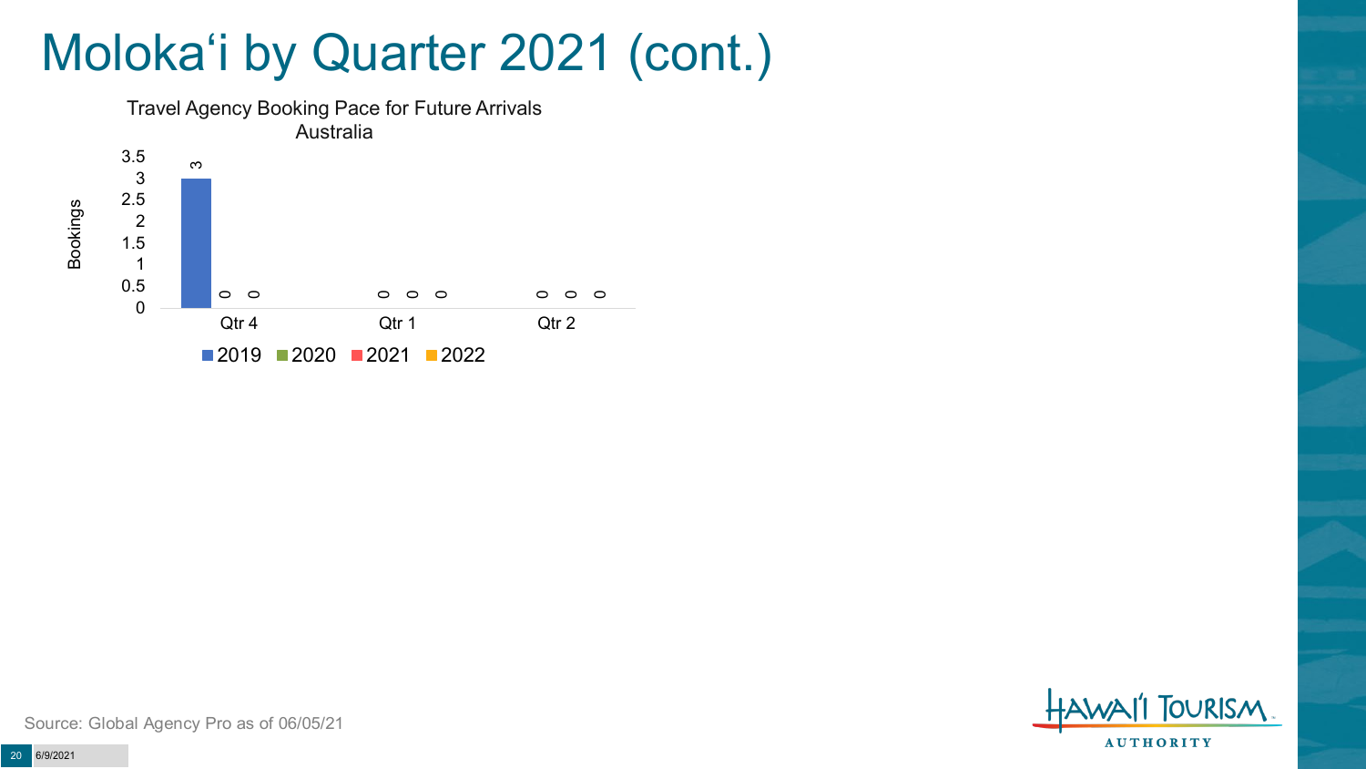# Moloka'i by Quarter 2021 (cont.)

Travel Agency Booking Pace for Future Arrivals
Australia

| Quarter | 2019 | 2020 | 2021 | 2022 |
|---|---|---|---|---|
| Qtr 4 | 3 | 0 | 0 | |
| Qtr 1 | | 0 | 0 | 0 |
| Qtr 2 | | 0 | 0 | 0 |

Source: Global Agency Pro as of 06/05/21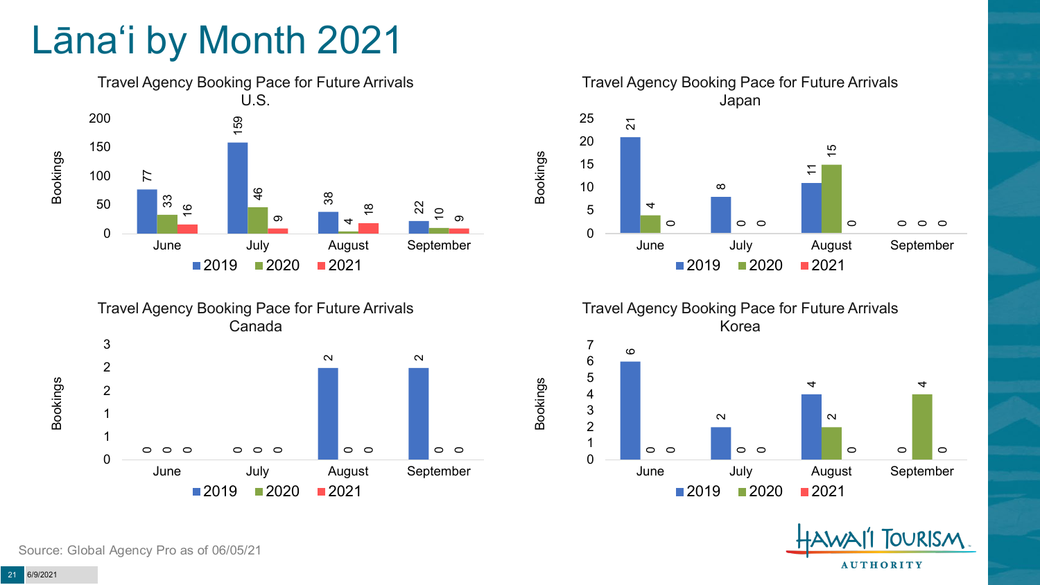# Lānaʻi by Month 2021

### Travel Agency Booking Pace for Future Arrivals U.S.

| Month | 2019 | 2020 | 2021 |
|---|---|---|---|
| June | 77 | 33 | 16 |
| July | 159 | 46 | 9 |
| August | 38 | 4 | 18 |
| September | 22 | 10 | 9 |

### Travel Agency Booking Pace for Future Arrivals Japan

| Month | 2019 | 2020 | 2021 |
|---|---|---|---|
| June | 21 | 4 | 0 |
| July | 8 | 0 | 0 |
| August | 11 | 15 | 0 |
| September | 0 | 0 | 0 |

### Travel Agency Booking Pace for Future Arrivals Canada

| Month | 2019 | 2020 | 2021 |
|---|---|---|---|
| June | 0 | 0 | 0 |
| July | 0 | 0 | 0 |
| August | 2 | 0 | 0 |
| September | 2 | 0 | 0 |

### Travel Agency Booking Pace for Future Arrivals Korea

| Month | 2019 | 2020 | 2021 |
|---|---|---|---|
| June | 6 | 0 | 0 |
| July | 2 | 0 | 0 |
| August | 4 | 2 | 0 |
| September | 0 | 4 | 0 |

Source: Global Agency Pro as of 06/05/21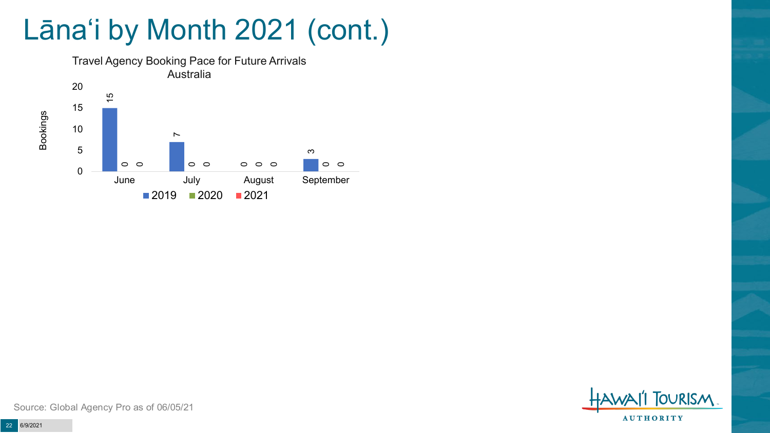# Lānaʻi by Month 2021 (cont.)

Travel Agency Booking Pace for Future Arrivals
Australia

| Month | 2019 | 2020 | 2021 |
|---|---|---|---|
| June | 15 | 0 | 0 |
| July | 7 | 0 | 0 |
| August | 0 | 0 | 0 |
| September | 3 | 0 | 0 |

Source: Global Agency Pro as of 06/05/21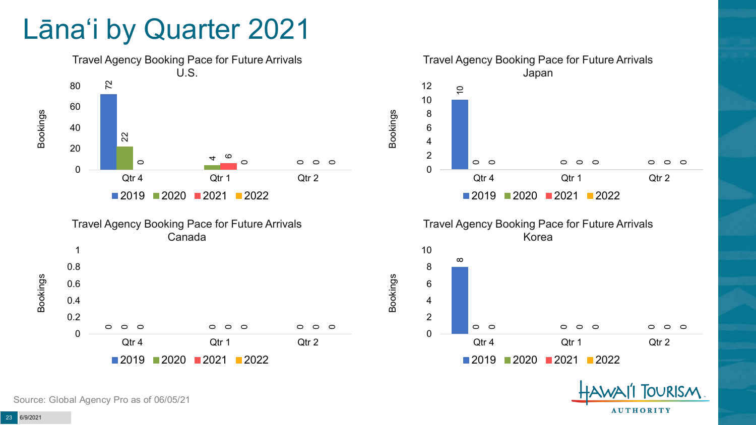# Lānaʻi by Quarter 2021

### Travel Agency Booking Pace for Future Arrivals U.S.

| Bookings | 2019 | 2020 | 2021 | 2022 |
|---|---|---|---|---|
| Qtr 4 | 72 | 22 | 0 | |
| Qtr 1 | | 4 | 6 | 0 |
| Qtr 2 | | 0 | 0 | 0 |

### Travel Agency Booking Pace for Future Arrivals Japan

| Bookings | 2019 | 2020 | 2021 | 2022 |
|---|---|---|---|---|
| Qtr 4 | 10 | 0 | 0 | |
| Qtr 1 | | 0 | 0 | 0 |
| Qtr 2 | | 0 | 0 | 0 |

### Travel Agency Booking Pace for Future Arrivals Canada

| Bookings | 2019 | 2020 | 2021 | 2022 |
|---|---|---|---|---|
| Qtr 4 | 0 | 0 | 0 | |
| Qtr 1 | | 0 | 0 | 0 |
| Qtr 2 | | 0 | 0 | 0 |

### Travel Agency Booking Pace for Future Arrivals Korea

| Bookings | 2019 | 2020 | 2021 | 2022 |
|---|---|---|---|---|
| Qtr 4 | 8 | 0 | 0 | |
| Qtr 1 | | 0 | 0 | 0 |
| Qtr 2 | | 0 | 0 | 0 |

Source: Global Agency Pro as of 06/05/21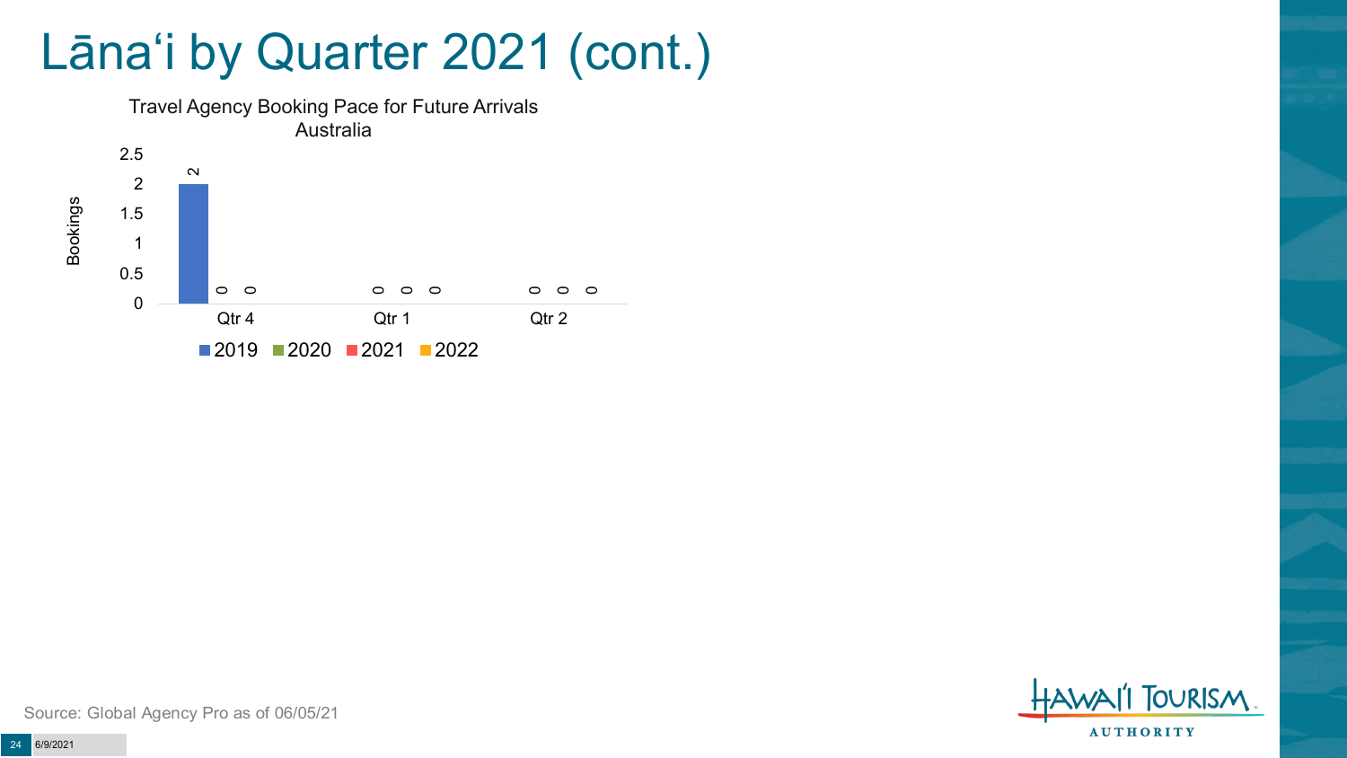# Lānaʻi by Quarter 2021 (cont.)

Travel Agency Booking Pace for Future Arrivals
Australia

| | 2019 | 2020 | 2021 | 2022 |
|---|---|---|---|---|
| Qtr 4 | 2 | 0 | 0 | |
| Qtr 1 | | 0 | 0 | 0 |
| Qtr 2 | | 0 | 0 | 0 |

Source: Global Agency Pro as of 06/05/21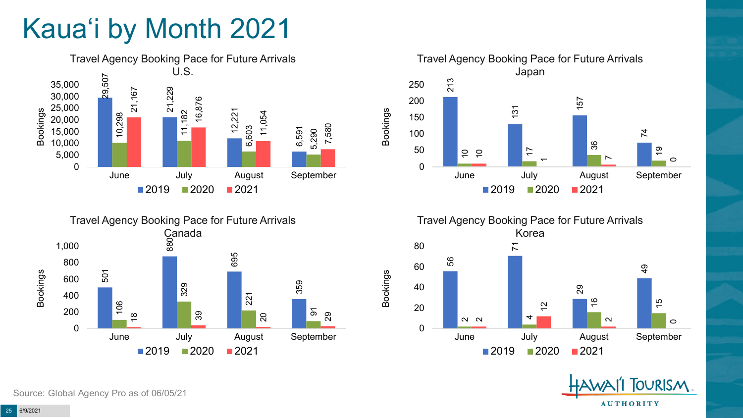# Kaua'i by Month 2021

### Travel Agency Booking Pace for Future Arrivals U.S.

| Month | 2019 | 2020 | 2021 |
|---|---|---|---|
| June | 29,507 | 10,298 | 21,167 |
| July | 21,229 | 11,182 | 16,876 |
| August | 12,221 | 6,603 | 11,054 |
| September | 6,591 | 5,290 | 7,580 |

### Travel Agency Booking Pace for Future Arrivals Japan

| Month | 2019 | 2020 | 2021 |
|---|---|---|---|
| June | 213 | 10 | 10 |
| July | 131 | 17 | 1 |
| August | 157 | 36 | 7 |
| September | 74 | 19 | 0 |

### Travel Agency Booking Pace for Future Arrivals Canada

| Month | 2019 | 2020 | 2021 |
|---|---|---|---|
| June | 501 | 106 | 18 |
| July | 880 | 329 | 39 |
| August | 695 | 221 | 20 |
| September | 359 | 91 | 29 |

### Travel Agency Booking Pace for Future Arrivals Korea

| Month | 2019 | 2020 | 2021 |
|---|---|---|---|
| June | 56 | 2 | 2 |
| July | 71 | 4 | 12 |
| August | 29 | 16 | 2 |
| September | 49 | 15 | 0 |

Source: Global Agency Pro as of 06/05/21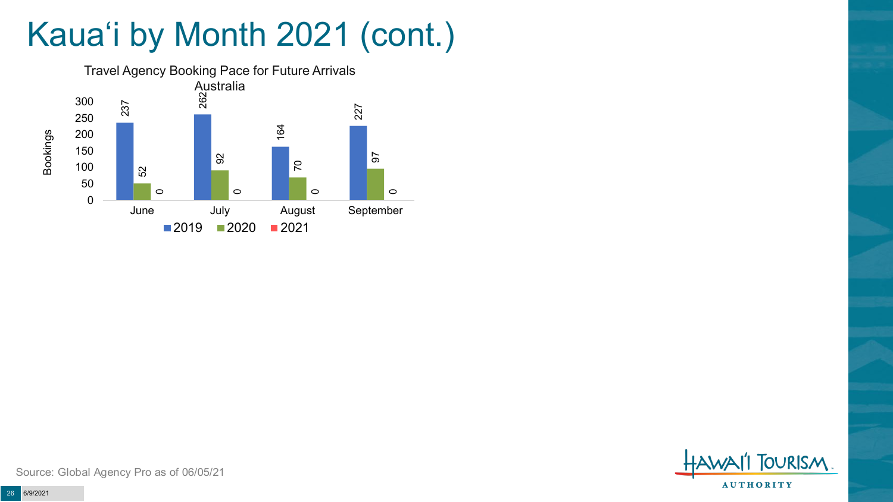# Kaua'i by Month 2021 (cont.)

Travel Agency Booking Pace for Future Arrivals Australia

| Month | 2019 | 2020 | 2021 |
| --- | --- | --- | --- |
| June | 237 | 52 | 0 |
| July | 262 | 92 | 0 |
| August | 164 | 70 | 0 |
| September | 227 | 97 | 0 |

Source: Global Agency Pro as of 06/05/21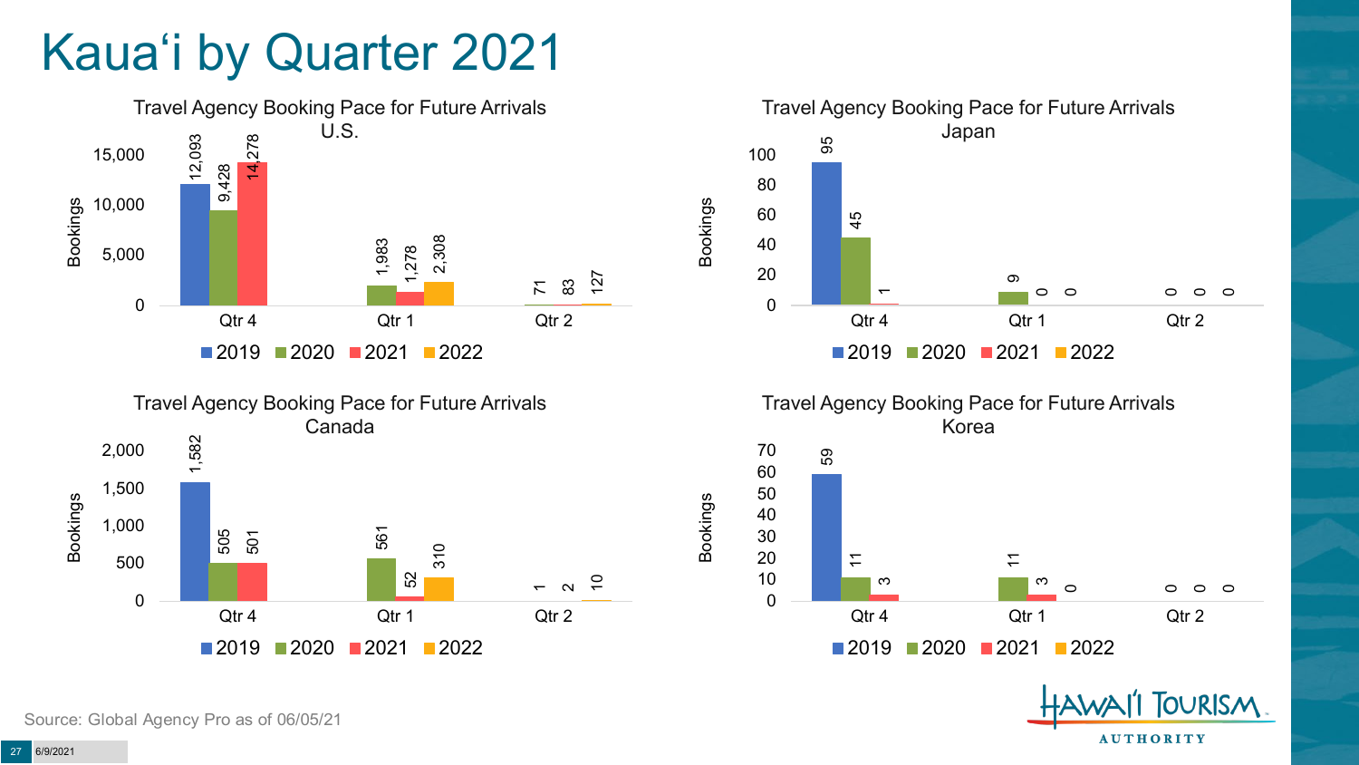# Kauaʻi by Quarter 2021

**Travel Agency Booking Pace for Future Arrivals U.S.**

| Bookings | 2019 | 2020 | 2021 | 2022 |
|---|---|---|---|---|
| Qtr 4 | 12,093 | 9,428 | 14,278 | |
| Qtr 1 | | 1,983 | 1,278 | 2,308 |
| Qtr 2 | | 71 | 83 | 127 |

**Travel Agency Booking Pace for Future Arrivals Japan**

| Bookings | 2019 | 2020 | 2021 | 2022 |
|---|---|---|---|---|
| Qtr 4 | 95 | 45 | 1 | |
| Qtr 1 | | 9 | 0 | 0 |
| Qtr 2 | | 0 | 0 | 0 |

**Travel Agency Booking Pace for Future Arrivals Canada**

| Bookings | 2019 | 2020 | 2021 | 2022 |
|---|---|---|---|---|
| Qtr 4 | 1,582 | 505 | 501 | |
| Qtr 1 | | 561 | 52 | 310 |
| Qtr 2 | | 1 | 2 | 10 |

**Travel Agency Booking Pace for Future Arrivals Korea**

| Bookings | 2019 | 2020 | 2021 | 2022 |
|---|---|---|---|---|
| Qtr 4 | 59 | 11 | 3 | |
| Qtr 1 | | 11 | 3 | 0 |
| Qtr 2 | | 0 | 0 | 0 |

Source: Global Agency Pro as of 06/05/21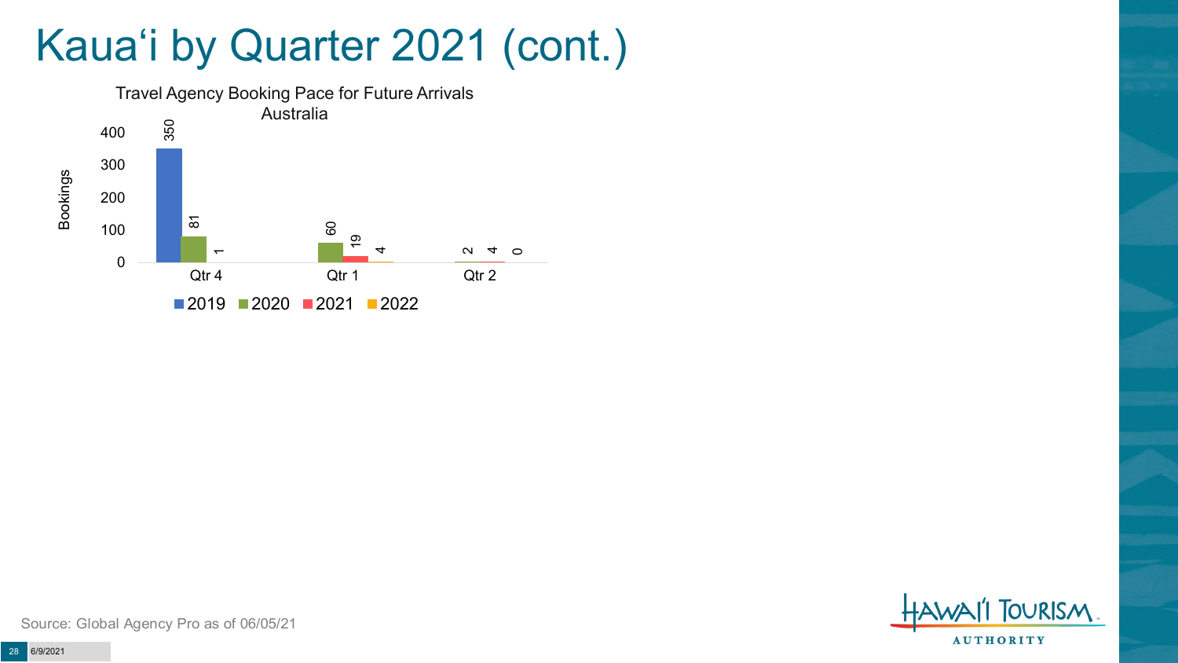# Kauaʻi by Quarter 2021 (cont.)

Travel Agency Booking Pace for Future Arrivals
Australia

| Quarter | 2019 | 2020 | 2021 | 2022 |
| --- | --- | --- | --- | --- |
| Qtr 4 | 350 | 81 | 1 | |
| Qtr 1 | | 60 | 19 | 4 |
| Qtr 2 | | 2 | 4 | 0 |

Source: Global Agency Pro as of 06/05/21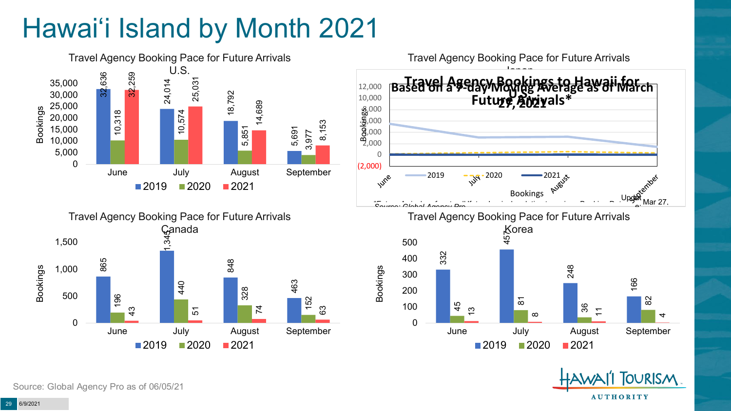# Hawai'i Island by Month 2021

### Travel Agency Booking Pace for Future Arrivals U.S.

| Bookings | 2019 | 2020 | 2021 |
|---|---|---|---|
| June | 32,636 | 10,318 | 32,259 |
| July | 24,014 | 10,574 | 25,031 |
| August | 18,792 | 5,851 | 14,689 |
| September | 5,691 | 3,977 | 8,153 |

### Travel Agency Booking Pace for Future Arrivals Japan

Travel Agency Bookings to Hawaii for U.S. Future Arrivals*

Based on a 7-day Moving Average as of March 27, 2021

Bookings: 2019, 2020, 2021 (June, July, August, September)

*Source: Global Agency Pro

Update: Mar 27,

### Travel Agency Booking Pace for Future Arrivals Canada

| Bookings | 2019 | 2020 | 2021 |
|---|---|---|---|
| June | 865 | 196 | 43 |
| July | 1,345 | 440 | 51 |
| August | 848 | 328 | 74 |
| September | 463 | 152 | 63 |

### Travel Agency Booking Pace for Future Arrivals Korea

| Bookings | 2019 | 2020 | 2021 |
|---|---|---|---|
| June | 332 | 45 | 13 |
| July | 457 | 81 | 8 |
| August | 248 | 36 | 11 |
| September | 166 | 82 | 4 |

Source: Global Agency Pro as of 06/05/21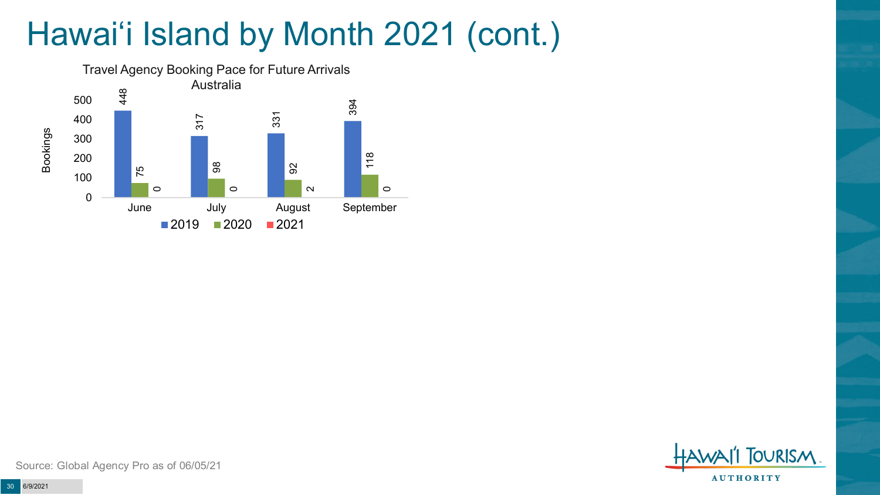# Hawai'i Island by Month 2021 (cont.)

Travel Agency Booking Pace for Future Arrivals
Australia

| Month | 2019 | 2020 | 2021 |
|---|---|---|---|
| June | 448 | 75 | 0 |
| July | 317 | 98 | 0 |
| August | 331 | 92 | 2 |
| September | 394 | 118 | 0 |

Source: Global Agency Pro as of 06/05/21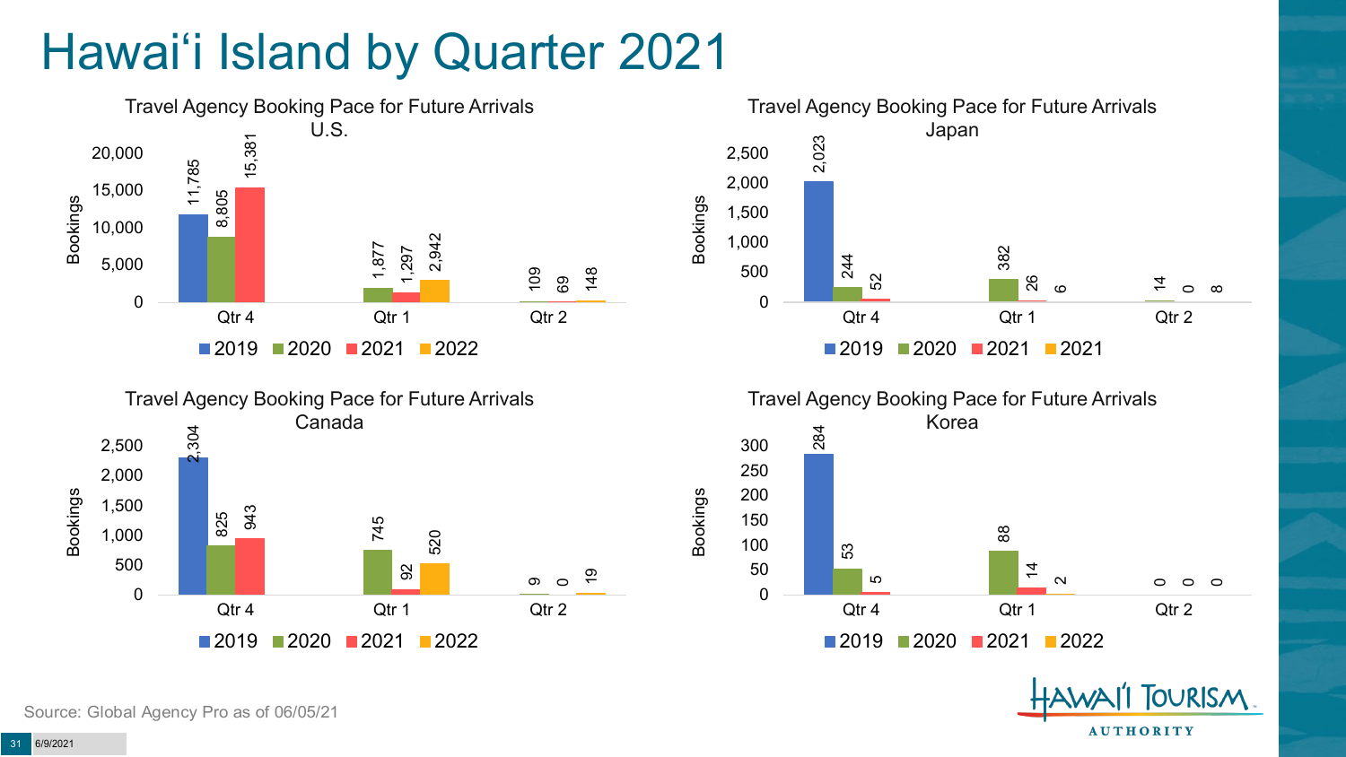# Hawai'i Island by Quarter 2021

### Travel Agency Booking Pace for Future Arrivals U.S.

| Bookings | 2019 | 2020 | 2021 | 2022 |
|---|---|---|---|---|
| Qtr 4 | 11,785 | 8,805 | 15,381 | |
| Qtr 1 | | 1,877 | 1,297 | 2,942 |
| Qtr 2 | | 109 | 69 | 148 |

### Travel Agency Booking Pace for Future Arrivals Japan

| Bookings | 2019 | 2020 | 2021 | 2021 |
|---|---|---|---|---|
| Qtr 4 | 2,023 | 244 | 52 | |
| Qtr 1 | | 382 | 26 | 6 |
| Qtr 2 | | 14 | 0 | 8 |

### Travel Agency Booking Pace for Future Arrivals Canada

| Bookings | 2019 | 2020 | 2021 | 2022 |
|---|---|---|---|---|
| Qtr 4 | 2,304 | 825 | 943 | |
| Qtr 1 | | 745 | 92 | 520 |
| Qtr 2 | | 9 | 0 | 19 |

### Travel Agency Booking Pace for Future Arrivals Korea

| Bookings | 2019 | 2020 | 2021 | 2022 |
|---|---|---|---|---|
| Qtr 4 | 284 | 53 | 5 | |
| Qtr 1 | | 88 | 14 | 2 |
| Qtr 2 | | 0 | 0 | 0 |

Source: Global Agency Pro as of 06/05/21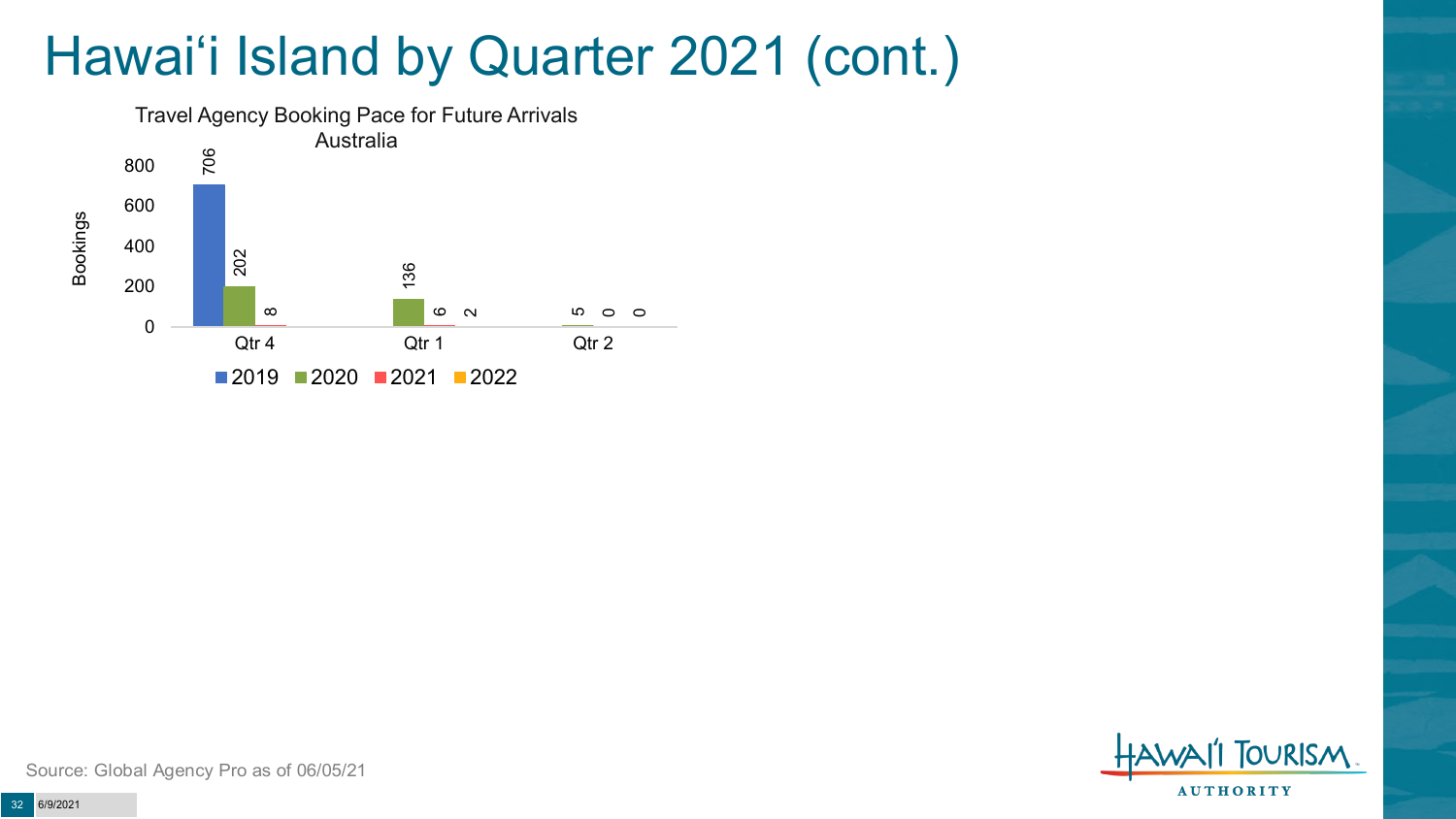# Hawai'i Island by Quarter 2021 (cont.)

Travel Agency Booking Pace for Future Arrivals
Australia

Bookings

800
600
400
200
0

706
202
8
136
6
2
5
0
0

Qtr 4
Qtr 1
Qtr 2

2019
2020
2021
2022

Source: Global Agency Pro as of 06/05/21